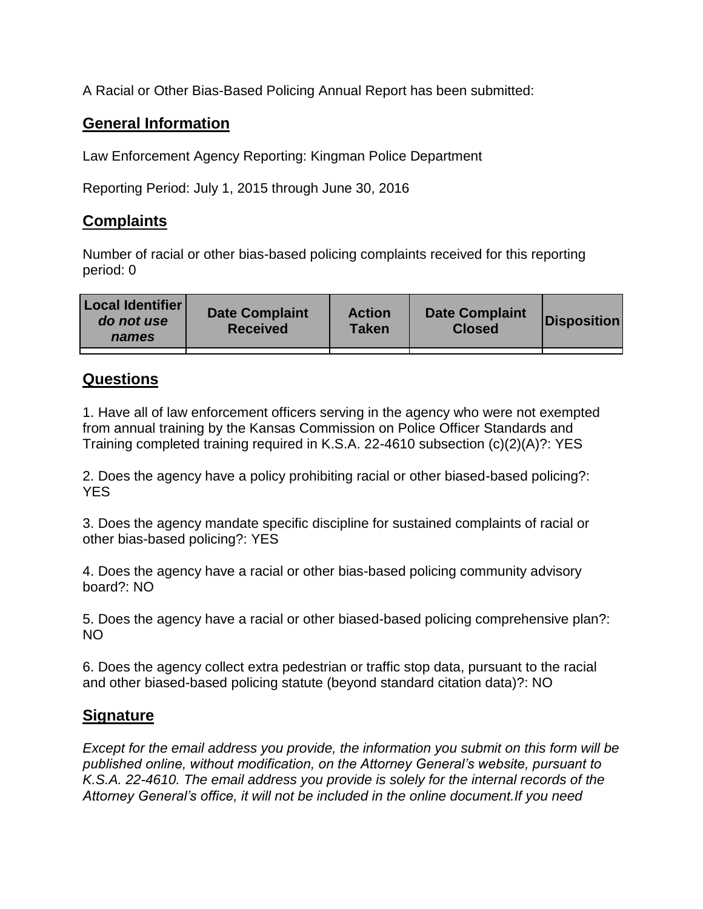A Racial or Other Bias-Based Policing Annual Report has been submitted:

## General Information

Law Enforcement Agency Reporting: Kingman Police Department

Reporting Period: July 1, 2015 through June 30, 2016

## Complaints

Number of racial or other bias-based policing complaints received for this reporting period: 0

| **Local Identifier** *do not use names* | **Date Complaint Received** | **Action Taken** | **Date Complaint Closed** | **Disposition** |
|---|---|---|---|---|
| | | | | |

## Questions

1. Have all of law enforcement officers serving in the agency who were not exempted from annual training by the Kansas Commission on Police Officer Standards and Training completed training required in K.S.A. 22-4610 subsection (c)(2)(A)?: YES

2. Does the agency have a policy prohibiting racial or other biased-based policing?: YES

3. Does the agency mandate specific discipline for sustained complaints of racial or other bias-based policing?: YES

4. Does the agency have a racial or other bias-based policing community advisory board?: NO

5. Does the agency have a racial or other biased-based policing comprehensive plan?: NO

6. Does the agency collect extra pedestrian or traffic stop data, pursuant to the racial and other biased-based policing statute (beyond standard citation data)?: NO

## Signature

*Except for the email address you provide, the information you submit on this form will be published online, without modification, on the Attorney General's website, pursuant to K.S.A. 22-4610. The email address you provide is solely for the internal records of the Attorney General's office, it will not be included in the online document.If you need*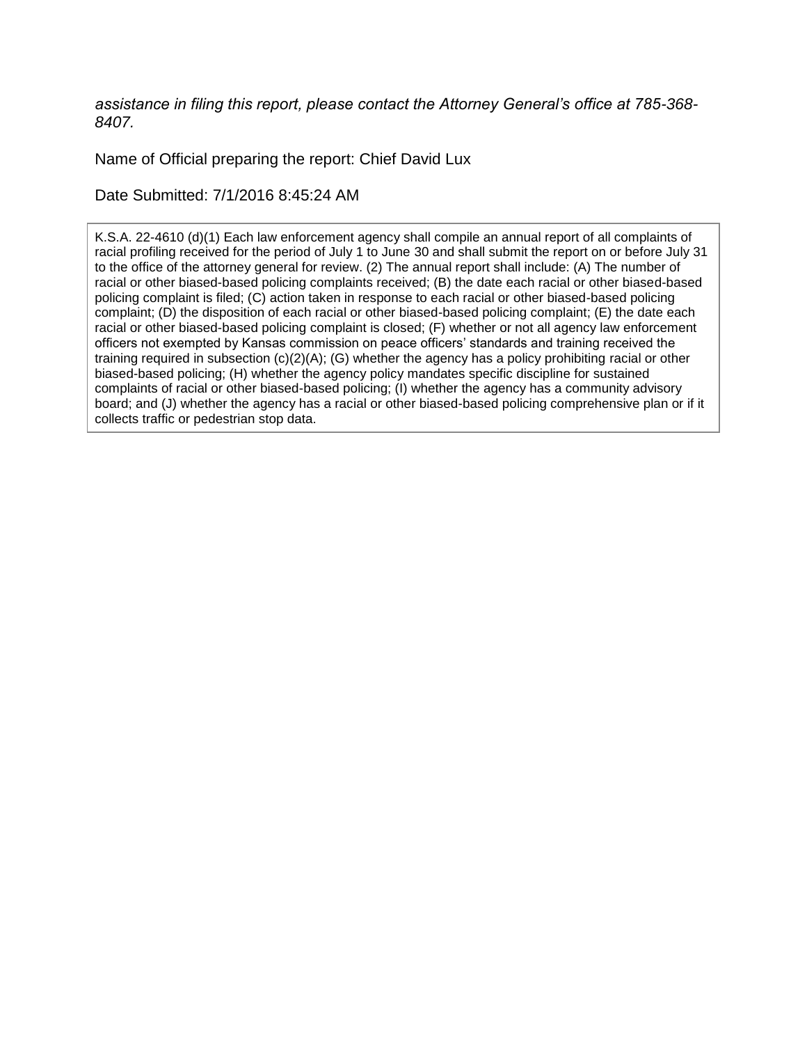*assistance in filing this report, please contact the Attorney General's office at 785-368-8407.*

Name of Official preparing the report: Chief David Lux

Date Submitted: 7/1/2016 8:45:24 AM

K.S.A. 22-4610 (d)(1) Each law enforcement agency shall compile an annual report of all complaints of racial profiling received for the period of July 1 to June 30 and shall submit the report on or before July 31 to the office of the attorney general for review. (2) The annual report shall include: (A) The number of racial or other biased-based policing complaints received; (B) the date each racial or other biased-based policing complaint is filed; (C) action taken in response to each racial or other biased-based policing complaint; (D) the disposition of each racial or other biased-based policing complaint; (E) the date each racial or other biased-based policing complaint is closed; (F) whether or not all agency law enforcement officers not exempted by Kansas commission on peace officers' standards and training received the training required in subsection (c)(2)(A); (G) whether the agency has a policy prohibiting racial or other biased-based policing; (H) whether the agency policy mandates specific discipline for sustained complaints of racial or other biased-based policing; (I) whether the agency has a community advisory board; and (J) whether the agency has a racial or other biased-based policing comprehensive plan or if it collects traffic or pedestrian stop data.